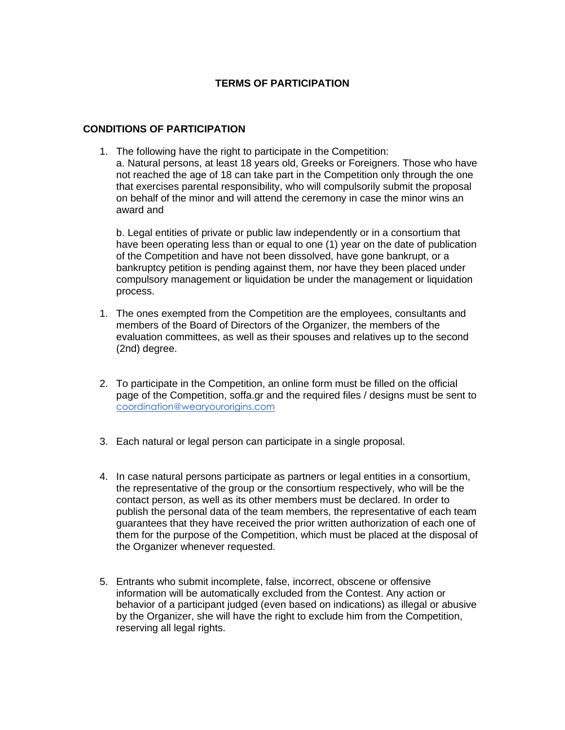**TERMS OF PARTICIPATION**

**CONDITIONS OF PARTICIPATION**

1. The following have the right to participate in the Competition:
   a. Natural persons, at least 18 years old, Greeks or Foreigners. Those who have not reached the age of 18 can take part in the Competition only through the one that exercises parental responsibility, who will compulsorily submit the proposal on behalf of the minor and will attend the ceremony in case the minor wins an award and

   b. Legal entities of private or public law independently or in a consortium that have been operating less than or equal to one (1) year on the date of publication of the Competition and have not been dissolved, have gone bankrupt, or a bankruptcy petition is pending against them, nor have they been placed under compulsory management or liquidation be under the management or liquidation process.

1. The ones exempted from the Competition are the employees, consultants and members of the Board of Directors of the Organizer, the members of the evaluation committees, as well as their spouses and relatives up to the second (2nd) degree.

2. To participate in the Competition, an online form must be filled on the official page of the Competition, soffa.gr and the required files / designs must be sent to coordination@wearyourorigins.com

3. Each natural or legal person can participate in a single proposal.

4. In case natural persons participate as partners or legal entities in a consortium, the representative of the group or the consortium respectively, who will be the contact person, as well as its other members must be declared. In order to publish the personal data of the team members, the representative of each team guarantees that they have received the prior written authorization of each one of them for the purpose of the Competition, which must be placed at the disposal of the Organizer whenever requested.

5. Entrants who submit incomplete, false, incorrect, obscene or offensive information will be automatically excluded from the Contest. Any action or behavior of a participant judged (even based on indications) as illegal or abusive by the Organizer, she will have the right to exclude him from the Competition, reserving all legal rights.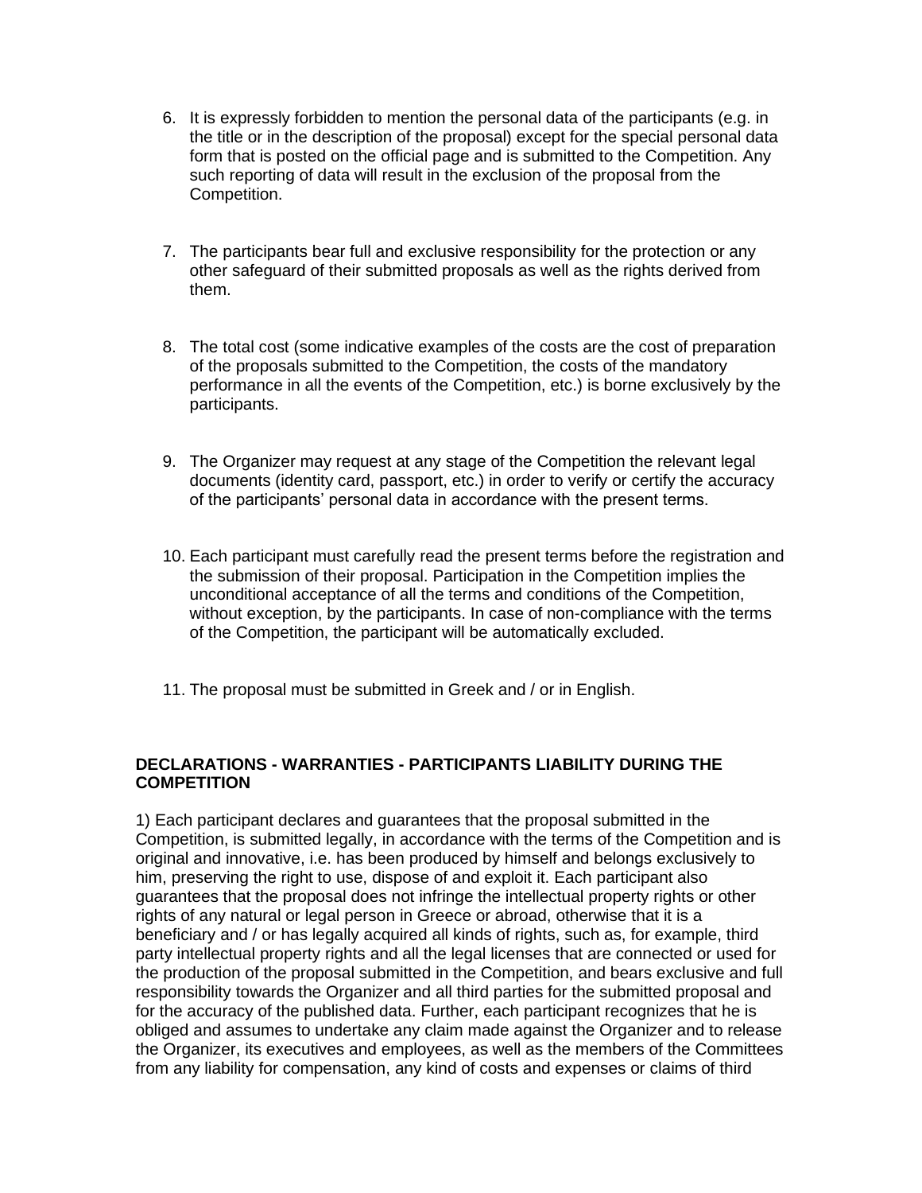6. It is expressly forbidden to mention the personal data of the participants (e.g. in the title or in the description of the proposal) except for the special personal data form that is posted on the official page and is submitted to the Competition. Any such reporting of data will result in the exclusion of the proposal from the Competition.

7. The participants bear full and exclusive responsibility for the protection or any other safeguard of their submitted proposals as well as the rights derived from them.

8. The total cost (some indicative examples of the costs are the cost of preparation of the proposals submitted to the Competition, the costs of the mandatory performance in all the events of the Competition, etc.) is borne exclusively by the participants.

9. The Organizer may request at any stage of the Competition the relevant legal documents (identity card, passport, etc.) in order to verify or certify the accuracy of the participants' personal data in accordance with the present terms.

10. Each participant must carefully read the present terms before the registration and the submission of their proposal. Participation in the Competition implies the unconditional acceptance of all the terms and conditions of the Competition, without exception, by the participants. In case of non-compliance with the terms of the Competition, the participant will be automatically excluded.

11. The proposal must be submitted in Greek and / or in English.

**DECLARATIONS - WARRANTIES - PARTICIPANTS LIABILITY DURING THE COMPETITION**

1) Each participant declares and guarantees that the proposal submitted in the Competition, is submitted legally, in accordance with the terms of the Competition and is original and innovative, i.e. has been produced by himself and belongs exclusively to him, preserving the right to use, dispose of and exploit it. Each participant also guarantees that the proposal does not infringe the intellectual property rights or other rights of any natural or legal person in Greece or abroad, otherwise that it is a beneficiary and / or has legally acquired all kinds of rights, such as, for example, third party intellectual property rights and all the legal licenses that are connected or used for the production of the proposal submitted in the Competition, and bears exclusive and full responsibility towards the Organizer and all third parties for the submitted proposal and for the accuracy of the published data. Further, each participant recognizes that he is obliged and assumes to undertake any claim made against the Organizer and to release the Organizer, its executives and employees, as well as the members of the Committees from any liability for compensation, any kind of costs and expenses or claims of third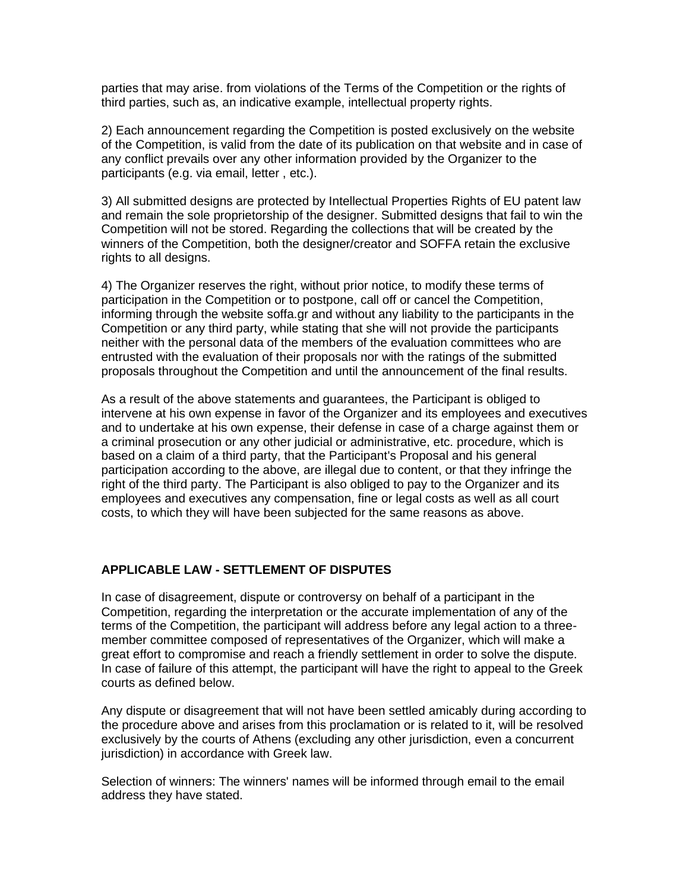parties that may arise. from violations of the Terms of the Competition or the rights of third parties, such as, an indicative example, intellectual property rights.

2) Each announcement regarding the Competition is posted exclusively on the website of the Competition, is valid from the date of its publication on that website and in case of any conflict prevails over any other information provided by the Organizer to the participants (e.g. via email, letter , etc.).

3) All submitted designs are protected by Intellectual Properties Rights of EU patent law and remain the sole proprietorship of the designer. Submitted designs that fail to win the Competition will not be stored. Regarding the collections that will be created by the winners of the Competition, both the designer/creator and SOFFA retain the exclusive rights to all designs.

4) The Organizer reserves the right, without prior notice, to modify these terms of participation in the Competition or to postpone, call off or cancel the Competition, informing through the website soffa.gr and without any liability to the participants in the Competition or any third party, while stating that she will not provide the participants neither with the personal data of the members of the evaluation committees who are entrusted with the evaluation of their proposals nor with the ratings of the submitted proposals throughout the Competition and until the announcement of the final results.

As a result of the above statements and guarantees, the Participant is obliged to intervene at his own expense in favor of the Organizer and its employees and executives and to undertake at his own expense, their defense in case of a charge against them or a criminal prosecution or any other judicial or administrative, etc. procedure, which is based on a claim of a third party, that the Participant's Proposal and his general participation according to the above, are illegal due to content, or that they infringe the right of the third party. The Participant is also obliged to pay to the Organizer and its employees and executives any compensation, fine or legal costs as well as all court costs, to which they will have been subjected for the same reasons as above.

## APPLICABLE LAW - SETTLEMENT OF DISPUTES

In case of disagreement, dispute or controversy on behalf of a participant in the Competition, regarding the interpretation or the accurate implementation of any of the terms of the Competition, the participant will address before any legal action to a three-member committee composed of representatives of the Organizer, which will make a great effort to compromise and reach a friendly settlement in order to solve the dispute. In case of failure of this attempt, the participant will have the right to appeal to the Greek courts as defined below.

Any dispute or disagreement that will not have been settled amicably during according to the procedure above and arises from this proclamation or is related to it, will be resolved exclusively by the courts of Athens (excluding any other jurisdiction, even a concurrent jurisdiction) in accordance with Greek law.

Selection of winners: The winners' names will be informed through email to the email address they have stated.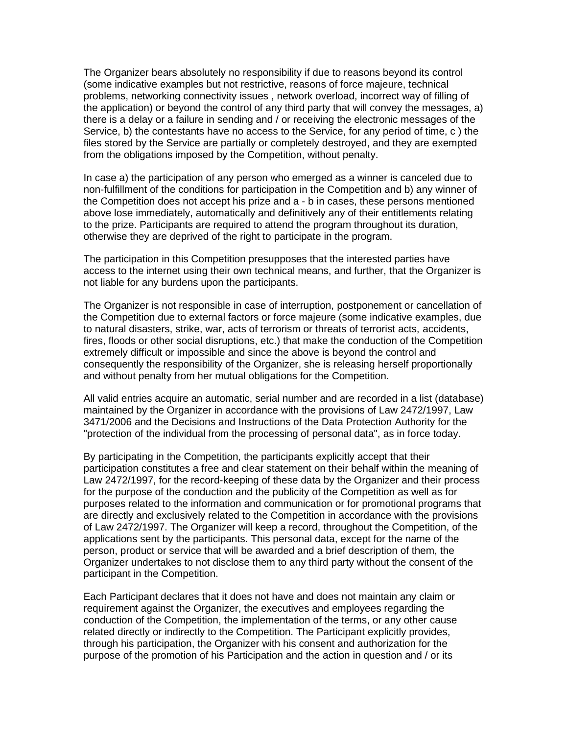The Organizer bears absolutely no responsibility if due to reasons beyond its control (some indicative examples but not restrictive, reasons of force majeure, technical problems, networking connectivity issues , network overload, incorrect way of filling of the application) or beyond the control of any third party that will convey the messages, a) there is a delay or a failure in sending and / or receiving the electronic messages of the Service, b) the contestants have no access to the Service, for any period of time, c ) the files stored by the Service are partially or completely destroyed, and they are exempted from the obligations imposed by the Competition, without penalty.

In case a) the participation of any person who emerged as a winner is canceled due to non-fulfillment of the conditions for participation in the Competition and b) any winner of the Competition does not accept his prize and a - b in cases, these persons mentioned above lose immediately, automatically and definitively any of their entitlements relating to the prize. Participants are required to attend the program throughout its duration, otherwise they are deprived of the right to participate in the program.

The participation in this Competition presupposes that the interested parties have access to the internet using their own technical means, and further, that the Organizer is not liable for any burdens upon the participants.

The Organizer is not responsible in case of interruption, postponement or cancellation of the Competition due to external factors or force majeure (some indicative examples, due to natural disasters, strike, war, acts of terrorism or threats of terrorist acts, accidents, fires, floods or other social disruptions, etc.) that make the conduction of the Competition extremely difficult or impossible and since the above is beyond the control and consequently the responsibility of the Organizer, she is releasing herself proportionally and without penalty from her mutual obligations for the Competition.

All valid entries acquire an automatic, serial number and are recorded in a list (database) maintained by the Organizer in accordance with the provisions of Law 2472/1997, Law 3471/2006 and the Decisions and Instructions of the Data Protection Authority for the "protection of the individual from the processing of personal data", as in force today.

By participating in the Competition, the participants explicitly accept that their participation constitutes a free and clear statement on their behalf within the meaning of Law 2472/1997, for the record-keeping of these data by the Organizer and their process for the purpose of the conduction and the publicity of the Competition as well as for purposes related to the information and communication or for promotional programs that are directly and exclusively related to the Competition in accordance with the provisions of Law 2472/1997. The Organizer will keep a record, throughout the Competition, of the applications sent by the participants. This personal data, except for the name of the person, product or service that will be awarded and a brief description of them, the Organizer undertakes to not disclose them to any third party without the consent of the participant in the Competition.

Each Participant declares that it does not have and does not maintain any claim or requirement against the Organizer, the executives and employees regarding the conduction of the Competition, the implementation of the terms, or any other cause related directly or indirectly to the Competition. The Participant explicitly provides, through his participation, the Organizer with his consent and authorization for the purpose of the promotion of his Participation and the action in question and / or its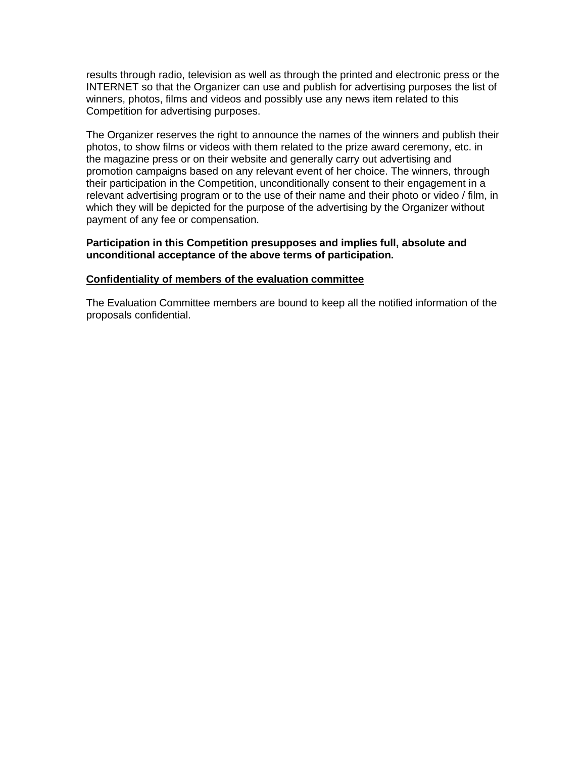results through radio, television as well as through the printed and electronic press or the INTERNET so that the Organizer can use and publish for advertising purposes the list of winners, photos, films and videos and possibly use any news item related to this Competition for advertising purposes.

The Organizer reserves the right to announce the names of the winners and publish their photos, to show films or videos with them related to the prize award ceremony, etc. in the magazine press or on their website and generally carry out advertising and promotion campaigns based on any relevant event of her choice. The winners, through their participation in the Competition, unconditionally consent to their engagement in a relevant advertising program or to the use of their name and their photo or video / film, in which they will be depicted for the purpose of the advertising by the Organizer without payment of any fee or compensation.

**Participation in this Competition presupposes and implies full, absolute and unconditional acceptance of the above terms of participation.**

**<u>Confidentiality of members of the evaluation committee</u>**

The Evaluation Committee members are bound to keep all the notified information of the proposals confidential.